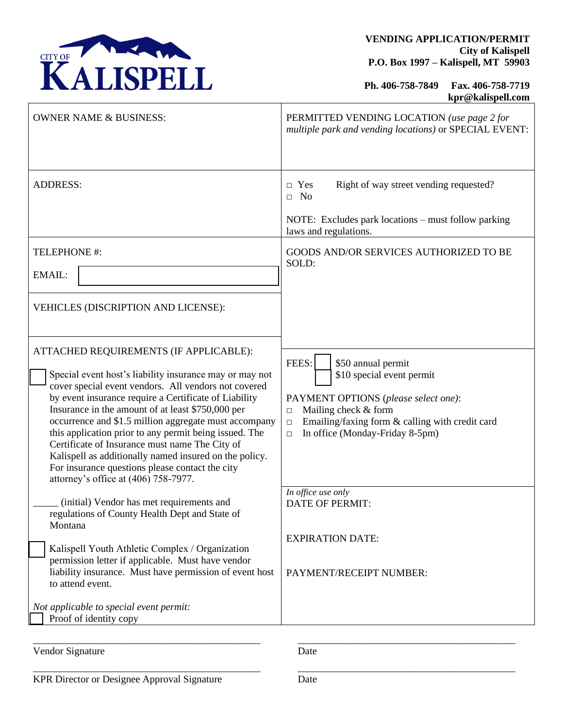CITY OF KALISPELL

**VENDING APPLICATION/PERMIT**
**City of Kalispell**
**P.O. Box 1997 – Kalispell, MT 59903**

**Ph. 406-758-7849 Fax. 406-758-7719**
**kpr@kalispell.com**

| | |
|---|---|
| OWNER NAME & BUSINESS: | PERMITTED VENDING LOCATION *(use page 2 for multiple park and vending locations)* or SPECIAL EVENT: |
| ADDRESS: | □ Yes □ No Right of way street vending requested?<br><br>NOTE: Excludes park locations – must follow parking laws and regulations. |
| TELEPHONE #:<br><br>EMAIL: | GOODS AND/OR SERVICES AUTHORIZED TO BE SOLD: |
| VEHICLES (DISCRIPTION AND LICENSE): | |
| ATTACHED REQUIREMENTS (IF APPLICABLE):<br><br>☐ Special event host's liability insurance may or may not cover special event vendors. All vendors not covered by event insurance require a Certificate of Liability Insurance in the amount of at least $750,000 per occurrence and $1.5 million aggregate must accompany this application prior to any permit being issued. The Certificate of Insurance must name The City of Kalispell as additionally named insured on the policy. For insurance questions please contact the city attorney's office at (406) 758-7977.<br><br>_____ (initial) Vendor has met requirements and regulations of County Health Dept and State of Montana<br><br>☐ Kalispell Youth Athletic Complex / Organization permission letter if applicable. Must have vendor liability insurance. Must have permission of event host to attend event.<br><br>*Not applicable to special event permit:*<br>☐ Proof of identity copy | FEES: ☐ $50 annual permit<br>☐ $10 special event permit<br><br>PAYMENT OPTIONS (*please select one*):<br>□ Mailing check & form<br>□ Emailing/faxing form & calling with credit card<br>□ In office (Monday-Friday 8-5pm)<br><br>*In office use only*<br>DATE OF PERMIT:<br><br>EXPIRATION DATE:<br><br>PAYMENT/RECEIPT NUMBER: |

_____________________________________________ _____________________________________________
Vendor Signature Date

_____________________________________________ _____________________________________________
KPR Director or Designee Approval Signature Date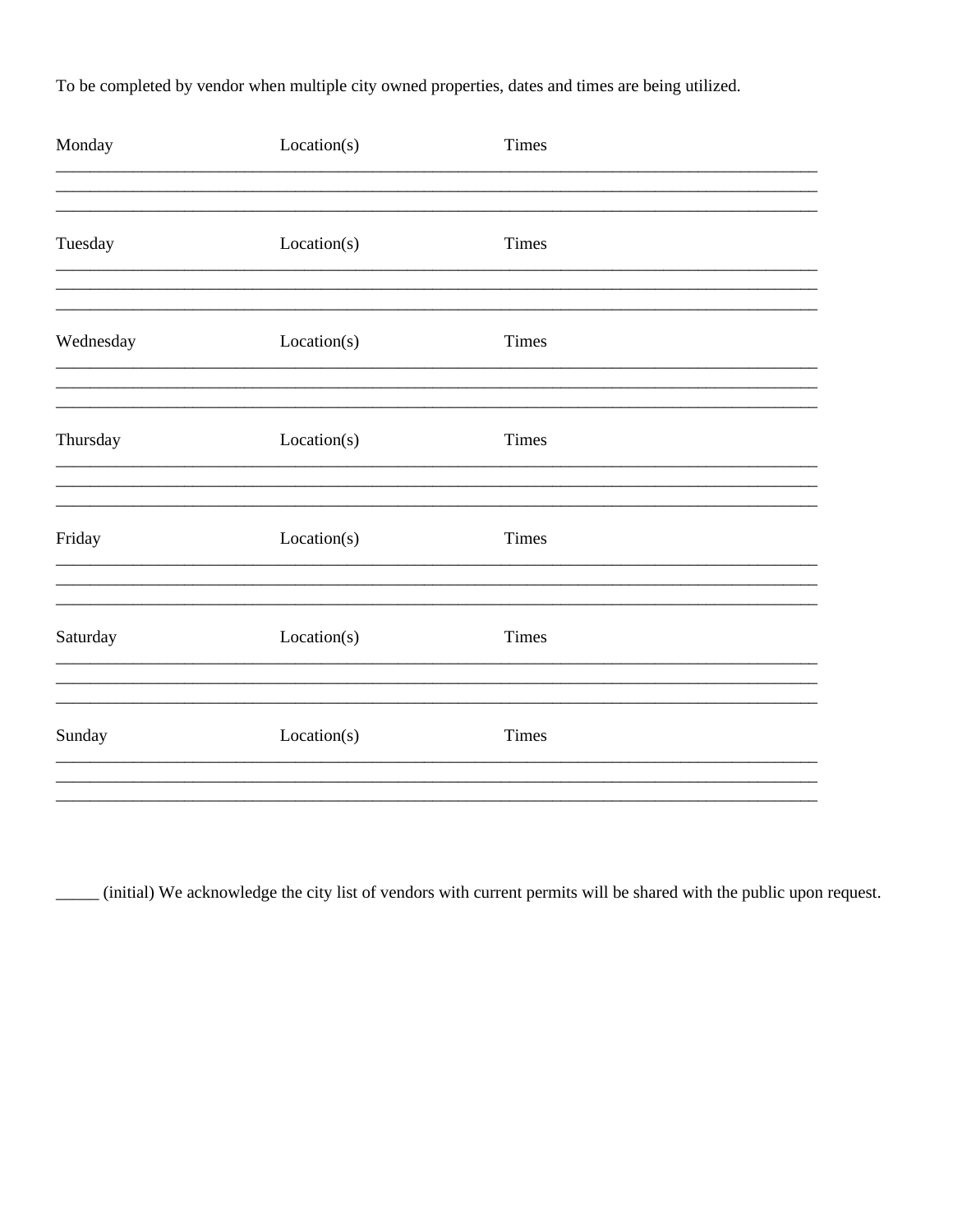To be completed by vendor when multiple city owned properties, dates and times are being utilized.

Monday Location(s) Times

_______________________________________________________________________________

_______________________________________________________________________________

_______________________________________________________________________________

Tuesday Location(s) Times

_______________________________________________________________________________

_______________________________________________________________________________

_______________________________________________________________________________

Wednesday Location(s) Times

_______________________________________________________________________________

_______________________________________________________________________________

_______________________________________________________________________________

Thursday Location(s) Times

_______________________________________________________________________________

_______________________________________________________________________________

_______________________________________________________________________________

Friday Location(s) Times

_______________________________________________________________________________

_______________________________________________________________________________

_______________________________________________________________________________

Saturday Location(s) Times

_______________________________________________________________________________

_______________________________________________________________________________

_______________________________________________________________________________

Sunday Location(s) Times

_______________________________________________________________________________

_______________________________________________________________________________

_______________________________________________________________________________

_____ (initial) We acknowledge the city list of vendors with current permits will be shared with the public upon request.